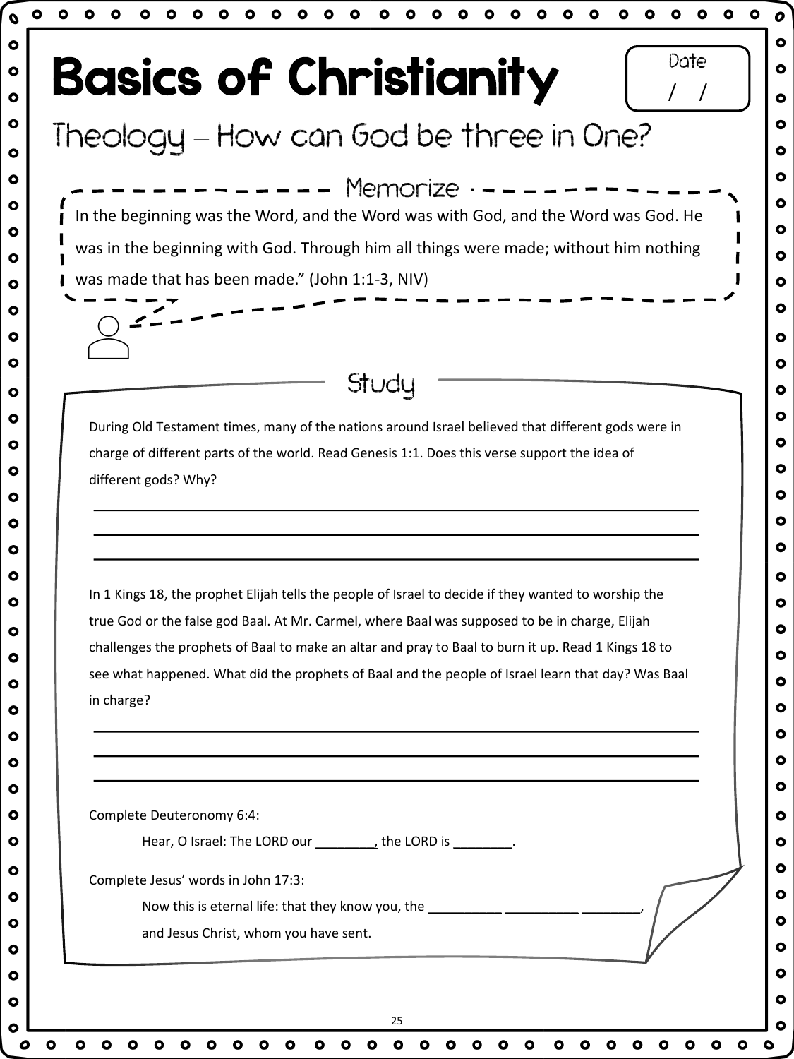# Basics of Christianity

Date
/ /

## Theology – How can God be three in One?

### Memorize

In the beginning was the Word, and the Word was with God, and the Word was God. He was in the beginning with God. Through him all things were made; without him nothing was made that has been made." (John 1:1-3, NIV)

### Study

During Old Testament times, many of the nations around Israel believed that different gods were in charge of different parts of the world. Read Genesis 1:1. Does this verse support the idea of different gods? Why?

\_\_\_\_\_\_\_\_\_\_\_\_\_\_\_\_\_\_\_\_\_\_\_\_\_\_\_\_\_\_\_\_\_\_\_\_\_\_\_\_\_\_\_\_\_\_\_\_\_\_\_\_\_\_\_\_\_\_\_\_\_\_\_\_\_\_\_\_\_\_\_\_

\_\_\_\_\_\_\_\_\_\_\_\_\_\_\_\_\_\_\_\_\_\_\_\_\_\_\_\_\_\_\_\_\_\_\_\_\_\_\_\_\_\_\_\_\_\_\_\_\_\_\_\_\_\_\_\_\_\_\_\_\_\_\_\_\_\_\_\_\_\_\_\_

\_\_\_\_\_\_\_\_\_\_\_\_\_\_\_\_\_\_\_\_\_\_\_\_\_\_\_\_\_\_\_\_\_\_\_\_\_\_\_\_\_\_\_\_\_\_\_\_\_\_\_\_\_\_\_\_\_\_\_\_\_\_\_\_\_\_\_\_\_\_\_\_

In 1 Kings 18, the prophet Elijah tells the people of Israel to decide if they wanted to worship the true God or the false god Baal. At Mr. Carmel, where Baal was supposed to be in charge, Elijah challenges the prophets of Baal to make an altar and pray to Baal to burn it up. Read 1 Kings 18 to see what happened. What did the prophets of Baal and the people of Israel learn that day? Was Baal in charge?

\_\_\_\_\_\_\_\_\_\_\_\_\_\_\_\_\_\_\_\_\_\_\_\_\_\_\_\_\_\_\_\_\_\_\_\_\_\_\_\_\_\_\_\_\_\_\_\_\_\_\_\_\_\_\_\_\_\_\_\_\_\_\_\_\_\_\_\_\_\_\_\_

\_\_\_\_\_\_\_\_\_\_\_\_\_\_\_\_\_\_\_\_\_\_\_\_\_\_\_\_\_\_\_\_\_\_\_\_\_\_\_\_\_\_\_\_\_\_\_\_\_\_\_\_\_\_\_\_\_\_\_\_\_\_\_\_\_\_\_\_\_\_\_\_

\_\_\_\_\_\_\_\_\_\_\_\_\_\_\_\_\_\_\_\_\_\_\_\_\_\_\_\_\_\_\_\_\_\_\_\_\_\_\_\_\_\_\_\_\_\_\_\_\_\_\_\_\_\_\_\_\_\_\_\_\_\_\_\_\_\_\_\_\_\_\_\_

Complete Deuteronomy 6:4:

> Hear, O Israel: The LORD our \_\_\_\_\_\_\_\_, the LORD is \_\_\_\_\_\_\_\_.

Complete Jesus' words in John 17:3:

> Now this is eternal life: that they know you, the \_\_\_\_\_\_\_\_\_\_ \_\_\_\_\_\_\_\_\_\_ \_\_\_\_\_\_\_\_,
> and Jesus Christ, whom you have sent.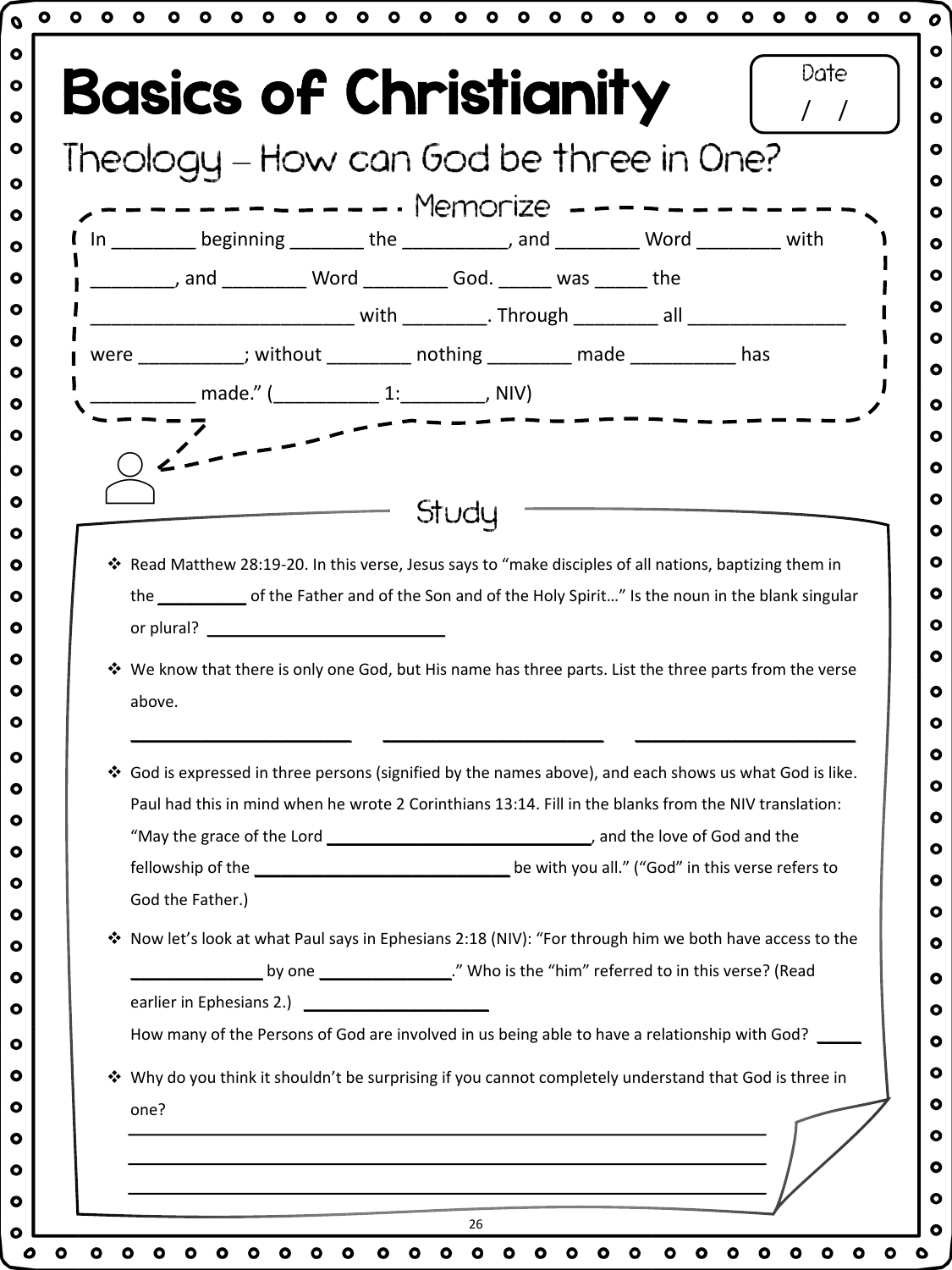# Basics of Christianity

Date
/ /

## Theology – How can God be three in One?

### Memorize

In ________ beginning _______ the __________, and ________ Word ________ with ________, and ________ Word ________ God. _____ was _____ the ________________________ with ________. Through ________ all _______________ were __________; without ________ nothing ________ made __________ has __________ made." (__________ 1:________, NIV)

### Study

- Read Matthew 28:19-20. In this verse, Jesus says to "make disciples of all nations, baptizing them in the __________ of the Father and of the Son and of the Holy Spirit…" Is the noun in the blank singular or plural? ___________________________
- We know that there is only one God, but His name has three parts. List the three parts from the verse above.
  ________________________ ________________________ ________________________
- God is expressed in three persons (signified by the names above), and each shows us what God is like. Paul had this in mind when he wrote 2 Corinthians 13:14. Fill in the blanks from the NIV translation: "May the grace of the Lord ______________________________, and the love of God and the fellowship of the ____________________________ be with you all." ("God" in this verse refers to God the Father.)
- Now let's look at what Paul says in Ephesians 2:18 (NIV): "For through him we both have access to the ______________ by one ______________." Who is the "him" referred to in this verse? (Read earlier in Ephesians 2.) ____________________
  How many of the Persons of God are involved in us being able to have a relationship with God? _____
- Why do you think it shouldn't be surprising if you cannot completely understand that God is three in one?
  ______________________________________________________________________
  ______________________________________________________________________
  ______________________________________________________________________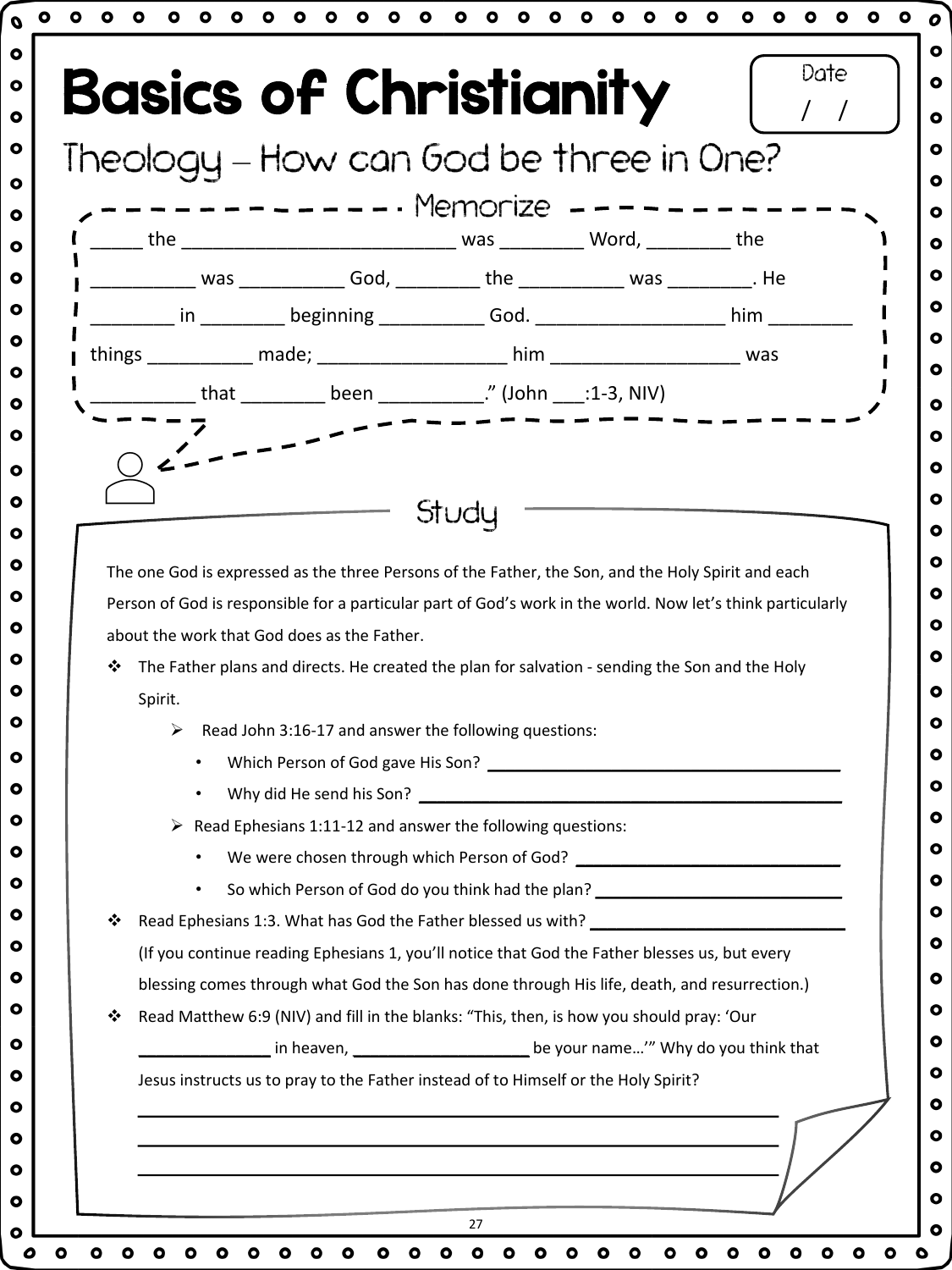# Basics of Christianity

Date / /

## Theology – How can God be three in One?

### Memorize

_____ the __________________________ was ________ Word, ________ the __________ was __________ God, ________ the __________ was ________. He ________ in ________ beginning __________ God. __________________ him ________ things __________ made; __________________ him __________________ was __________ that ________ been __________." (John ___:1-3, NIV)

### Study

The one God is expressed as the three Persons of the Father, the Son, and the Holy Spirit and each Person of God is responsible for a particular part of God's work in the world. Now let's think particularly about the work that God does as the Father.

- The Father plans and directs. He created the plan for salvation - sending the Son and the Holy Spirit.
  - Read John 3:16-17 and answer the following questions:
    - Which Person of God gave His Son? ________________________________
    - Why did He send his Son? ________________________________
  - Read Ephesians 1:11-12 and answer the following questions:
    - We were chosen through which Person of God? ________________________
    - So which Person of God do you think had the plan? ________________________
- Read Ephesians 1:3. What has God the Father blessed us with? ________________________
  (If you continue reading Ephesians 1, you'll notice that God the Father blesses us, but every blessing comes through what God the Son has done through His life, death, and resurrection.)
- Read Matthew 6:9 (NIV) and fill in the blanks: "This, then, is how you should pray: 'Our ____________ in heaven, ________________ be your name…'" Why do you think that Jesus instructs us to pray to the Father instead of to Himself or the Holy Spirit?

  ________________________________________________________________

  ________________________________________________________________

  ________________________________________________________________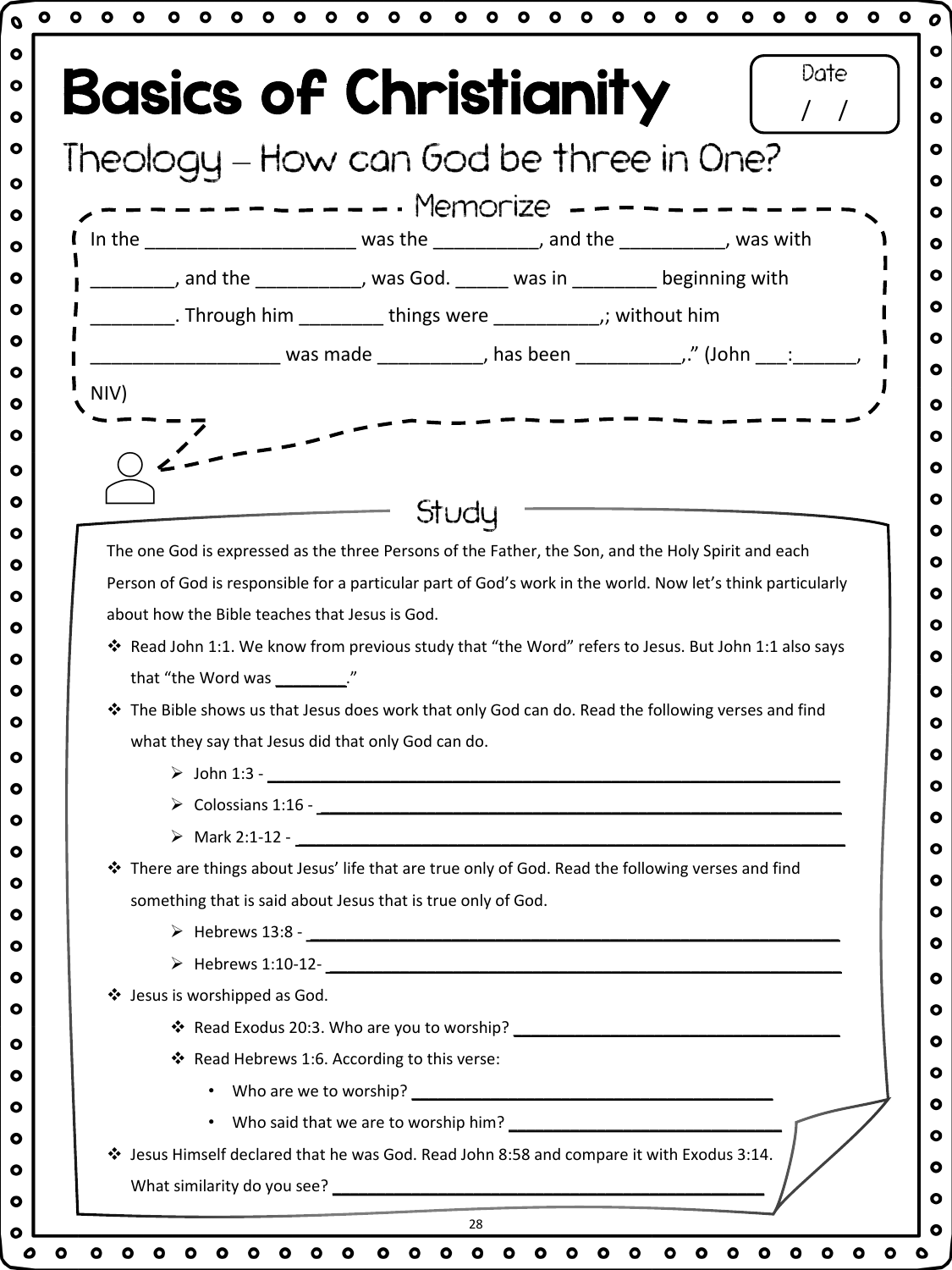# Basics of Christianity

Date
/ /

## Theology – How can God be three in One?

### Memorize

In the ____________________ was the __________, and the __________, was with ________, and the __________, was God. _____ was in ________ beginning with ________. Through him ________ things were __________,; without him _________________ was made __________, has been __________,." (John ___:______, NIV)

### Study

The one God is expressed as the three Persons of the Father, the Son, and the Holy Spirit and each Person of God is responsible for a particular part of God's work in the world. Now let's think particularly about how the Bible teaches that Jesus is God.

- Read John 1:1. We know from previous study that "the Word" refers to Jesus. But John 1:1 also says that "the Word was ________."
- The Bible shows us that Jesus does work that only God can do. Read the following verses and find what they say that Jesus did that only God can do.
  - John 1:3 - ____________________________________________
  - Colossians 1:16 - ____________________________________________
  - Mark 2:1-12 - ____________________________________________
- There are things about Jesus' life that are true only of God. Read the following verses and find something that is said about Jesus that is true only of God.
  - Hebrews 13:8 - ____________________________________________
  - Hebrews 1:10-12- ____________________________________________
- Jesus is worshipped as God.
  - Read Exodus 20:3. Who are you to worship? ______________________________
  - Read Hebrews 1:6. According to this verse:
    - Who are we to worship? ______________________________
    - Who said that we are to worship him? ______________________________
- Jesus Himself declared that he was God. Read John 8:58 and compare it with Exodus 3:14. What similarity do you see? ______________________________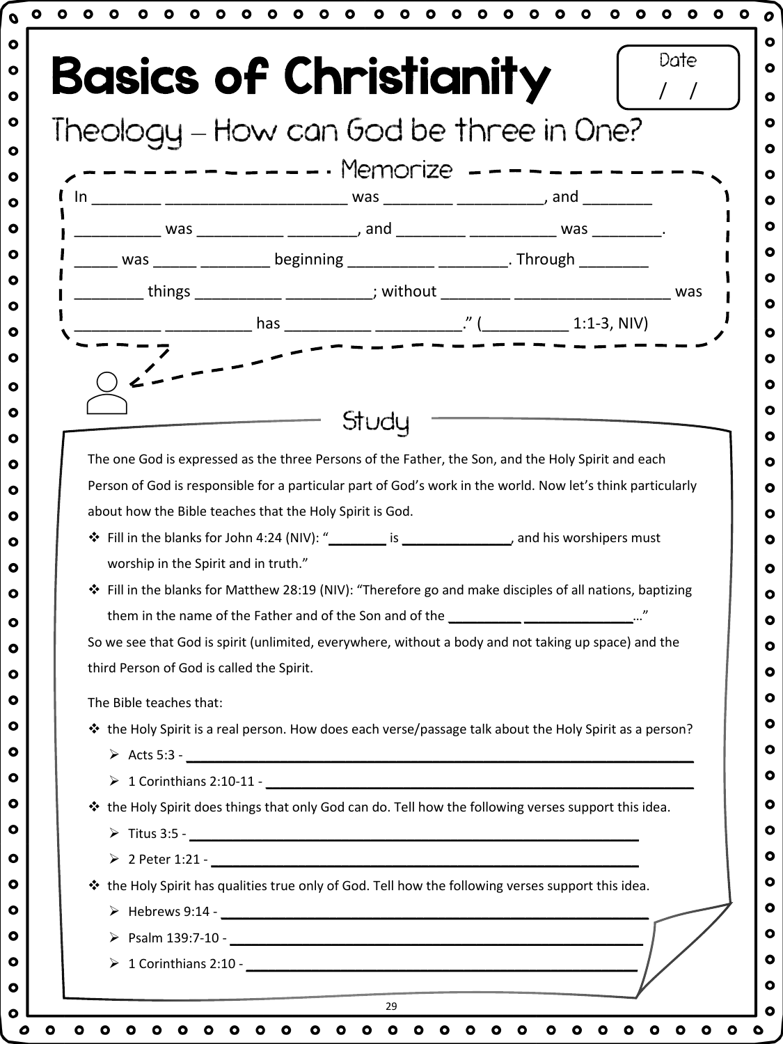# Basics of Christianity

Date
/ /

## Theology – How can God be three in One?

### Memorize

In ________ ____________________ was ________ __________, and ________ __________ was __________ ________, and ________ __________ was ________. _____ was _____ ________ beginning __________ ________. Through ________ ________ things __________ __________; without ________ _________________ was __________ __________ has __________ __________." (__________ 1:1-3, NIV)

### Study

The one God is expressed as the three Persons of the Father, the Son, and the Holy Spirit and each Person of God is responsible for a particular part of God's work in the world. Now let's think particularly about how the Bible teaches that the Holy Spirit is God.

- Fill in the blanks for John 4:24 (NIV): "________ is ______________, and his worshipers must worship in the Spirit and in truth."
- Fill in the blanks for Matthew 28:19 (NIV): "Therefore go and make disciples of all nations, baptizing them in the name of the Father and of the Son and of the __________ ______________…"

So we see that God is spirit (unlimited, everywhere, without a body and not taking up space) and the third Person of God is called the Spirit.

The Bible teaches that:

- the Holy Spirit is a real person. How does each verse/passage talk about the Holy Spirit as a person?
  - Acts 5:3 - ______________________________________________
  - 1 Corinthians 2:10-11 - ______________________________________
- the Holy Spirit does things that only God can do. Tell how the following verses support this idea.
  - Titus 3:5 - ______________________________________________
  - 2 Peter 1:21 - ____________________________________________
- the Holy Spirit has qualities true only of God. Tell how the following verses support this idea.
  - Hebrews 9:14 - ___________________________________________
  - Psalm 139:7-10 - _________________________________________
  - 1 Corinthians 2:10 - _______________________________________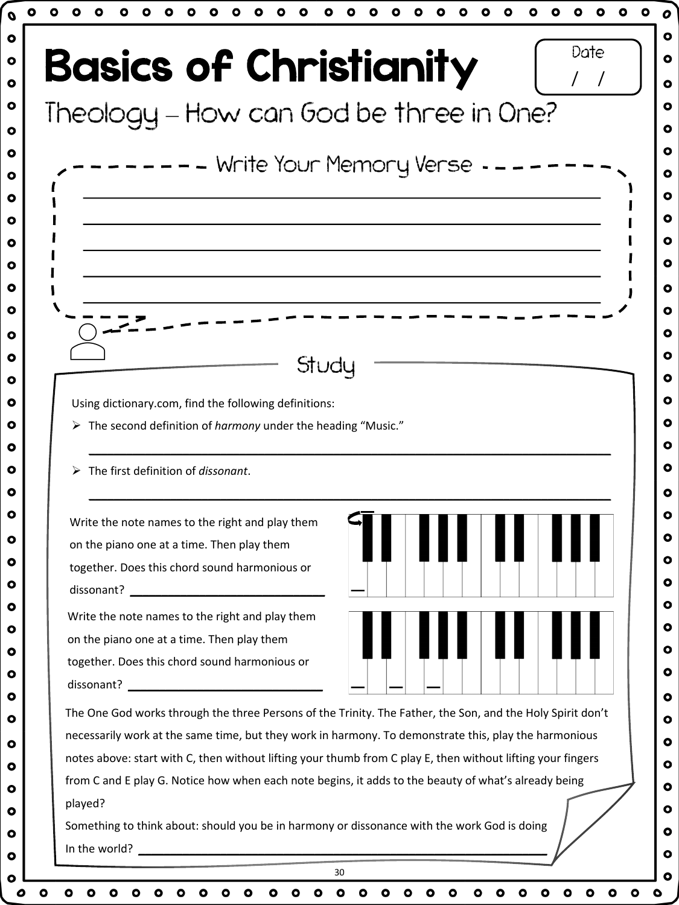# Basics of Christianity

Date
/ /

## Theology – How can God be three in One?

### Write Your Memory Verse

______________________________________________________________

______________________________________________________________

______________________________________________________________

______________________________________________________________

______________________________________________________________

### Study

Using dictionary.com, find the following definitions:

- The second definition of *harmony* under the heading "Music."

______________________________________________________________

- The first definition of *dissonant*.

______________________________________________________________

Write the note names to the right and play them on the piano one at a time. Then play them together. Does this chord sound harmonious or dissonant? ______________________

Write the note names to the right and play them on the piano one at a time. Then play them together. Does this chord sound harmonious or dissonant? ______________________

The One God works through the three Persons of the Trinity. The Father, the Son, and the Holy Spirit don't necessarily work at the same time, but they work in harmony. To demonstrate this, play the harmonious notes above: start with C, then without lifting your thumb from C play E, then without lifting your fingers from C and E play G. Notice how when each note begins, it adds to the beauty of what's already being played?

Something to think about: should you be in harmony or dissonance with the work God is doing In the world? ______________________________________________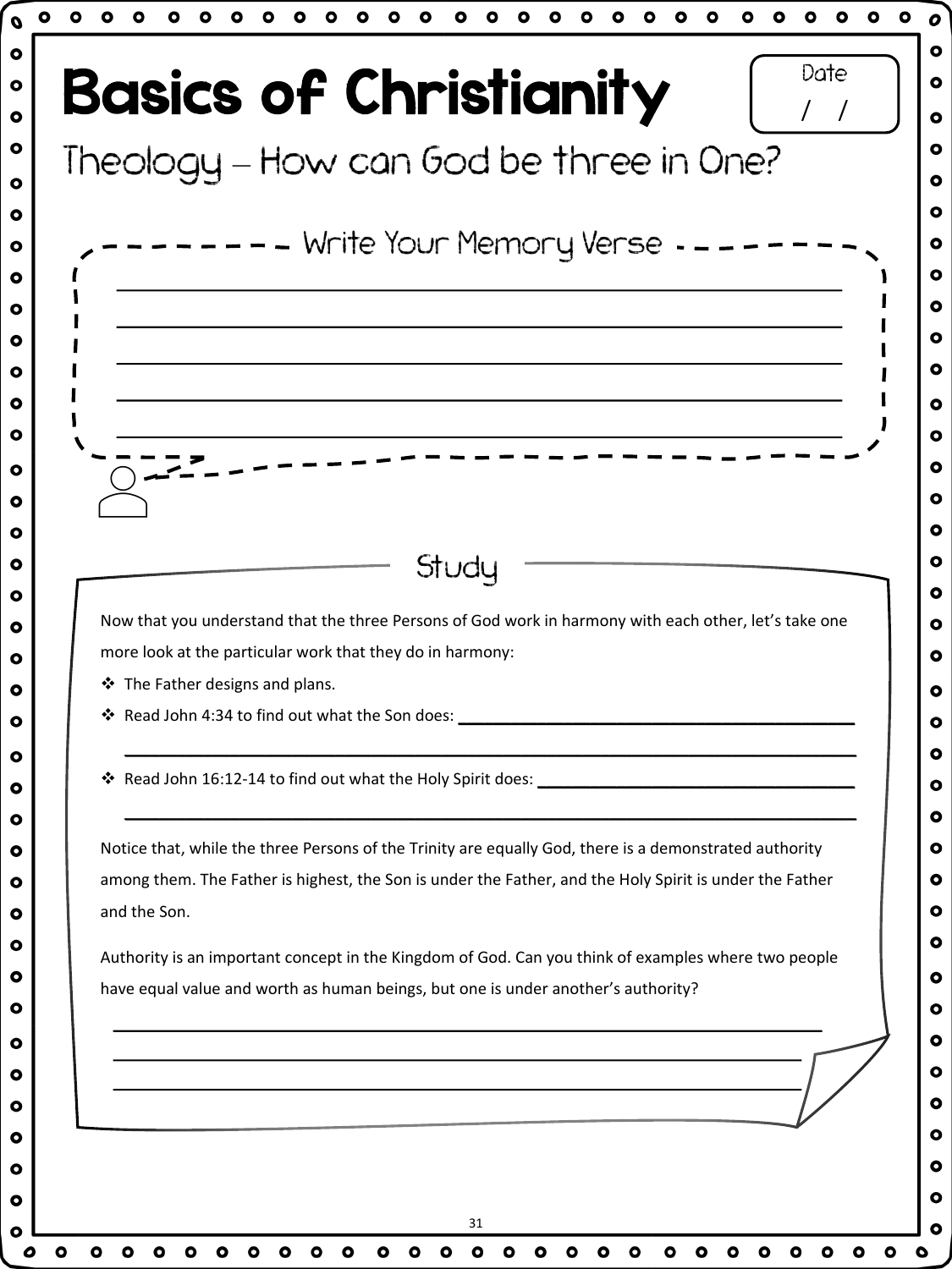# Basics of Christianity

Date
/ /

## Theology – How can God be three in One?

### Write Your Memory Verse

_______________________________________________

_______________________________________________

_______________________________________________

_______________________________________________

_______________________________________________

### Study

Now that you understand that the three Persons of God work in harmony with each other, let's take one more look at the particular work that they do in harmony:

- The Father designs and plans.
- Read John 4:34 to find out what the Son does: _______________________________________________
  _______________________________________________
- Read John 16:12-14 to find out what the Holy Spirit does: _______________________________________________
  _______________________________________________

Notice that, while the three Persons of the Trinity are equally God, there is a demonstrated authority among them. The Father is highest, the Son is under the Father, and the Holy Spirit is under the Father and the Son.

Authority is an important concept in the Kingdom of God. Can you think of examples where two people have equal value and worth as human beings, but one is under another's authority?

_______________________________________________

_______________________________________________

_______________________________________________